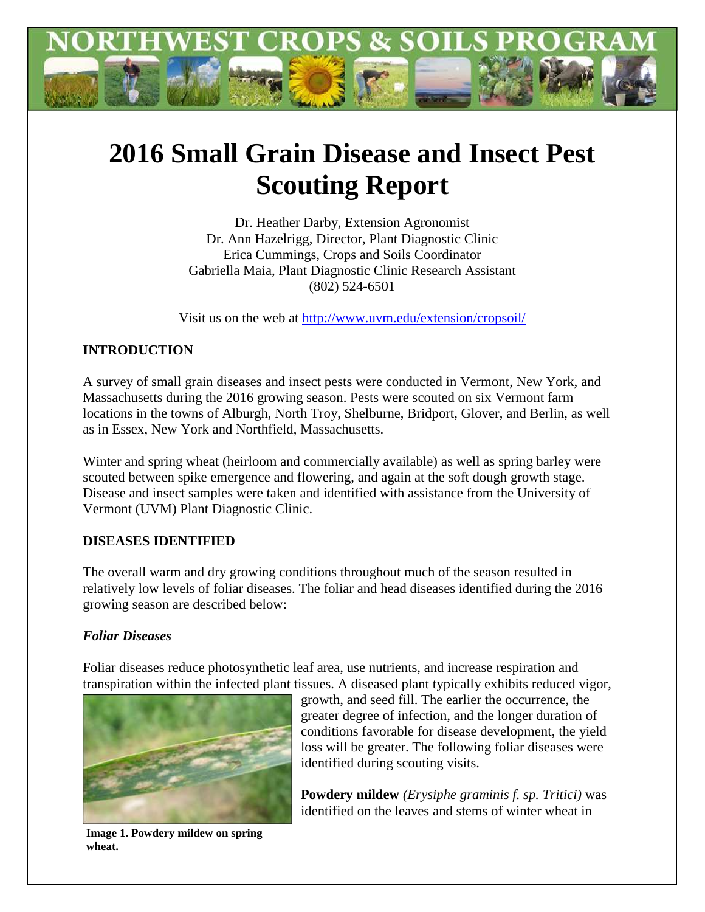# 2016 Small Grain Disease and Insect Pest Scouting Report

Dr. Heather Darby, Extension Agronomist
Dr. Ann Hazelrigg, Director, Plant Diagnostic Clinic
Erica Cummings, Crops and Soils Coordinator
Gabriella Maia, Plant Diagnostic Clinic Research Assistant
(802) 524-6501

Visit us on the web at http://www.uvm.edu/extension/cropsoil/

## INTRODUCTION

A survey of small grain diseases and insect pests were conducted in Vermont, New York, and Massachusetts during the 2016 growing season. Pests were scouted on six Vermont farm locations in the towns of Alburgh, North Troy, Shelburne, Bridport, Glover, and Berlin, as well as in Essex, New York and Northfield, Massachusetts.

Winter and spring wheat (heirloom and commercially available) as well as spring barley were scouted between spike emergence and flowering, and again at the soft dough growth stage. Disease and insect samples were taken and identified with assistance from the University of Vermont (UVM) Plant Diagnostic Clinic.

## DISEASES IDENTIFIED

The overall warm and dry growing conditions throughout much of the season resulted in relatively low levels of foliar diseases. The foliar and head diseases identified during the 2016 growing season are described below:

### *Foliar Diseases*

Foliar diseases reduce photosynthetic leaf area, use nutrients, and increase respiration and transpiration within the infected plant tissues. A diseased plant typically exhibits reduced vigor, growth, and seed fill. The earlier the occurrence, the greater degree of infection, and the longer duration of conditions favorable for disease development, the yield loss will be greater. The following foliar diseases were identified during scouting visits.

**Image 1. Powdery mildew on spring wheat.**

**Powdery mildew** *(Erysiphe graminis f. sp. Tritici)* was identified on the leaves and stems of winter wheat in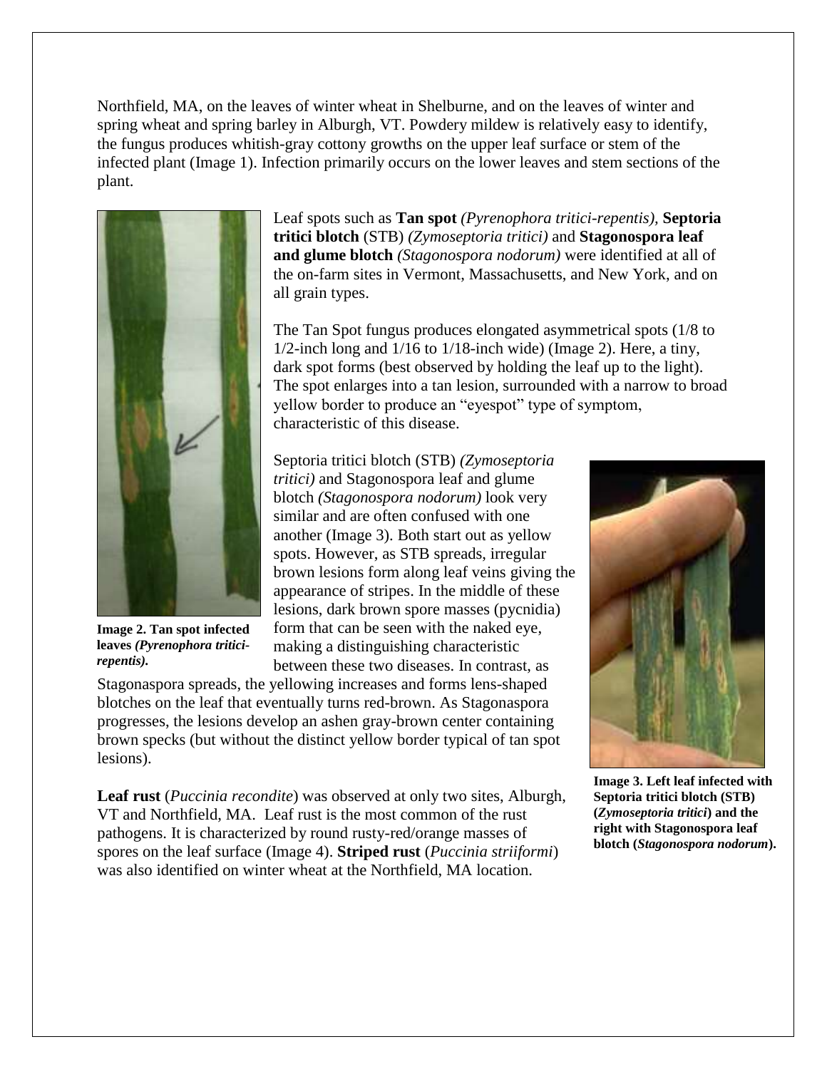Northfield, MA, on the leaves of winter wheat in Shelburne, and on the leaves of winter and spring wheat and spring barley in Alburgh, VT. Powdery mildew is relatively easy to identify, the fungus produces whitish-gray cottony growths on the upper leaf surface or stem of the infected plant (Image 1). Infection primarily occurs on the lower leaves and stem sections of the plant.

Leaf spots such as **Tan spot** *(Pyrenophora tritici-repentis),* **Septoria tritici blotch** (STB) *(Zymoseptoria tritici)* and **Stagonospora leaf and glume blotch** *(Stagonospora nodorum)* were identified at all of the on-farm sites in Vermont, Massachusetts, and New York, and on all grain types.

**Image 2. Tan spot infected leaves *(Pyrenophora tritici-repentis).***

The Tan Spot fungus produces elongated asymmetrical spots (1/8 to 1/2-inch long and 1/16 to 1/18-inch wide) (Image 2). Here, a tiny, dark spot forms (best observed by holding the leaf up to the light). The spot enlarges into a tan lesion, surrounded with a narrow to broad yellow border to produce an "eyespot" type of symptom, characteristic of this disease.

Septoria tritici blotch (STB) *(Zymoseptoria tritici)* and Stagonospora leaf and glume blotch *(Stagonospora nodorum)* look very similar and are often confused with one another (Image 3). Both start out as yellow spots. However, as STB spreads, irregular brown lesions form along leaf veins giving the appearance of stripes. In the middle of these lesions, dark brown spore masses (pycnidia) form that can be seen with the naked eye, making a distinguishing characteristic between these two diseases. In contrast, as Stagonaspora spreads, the yellowing increases and forms lens-shaped blotches on the leaf that eventually turns red-brown. As Stagonaspora progresses, the lesions develop an ashen gray-brown center containing brown specks (but without the distinct yellow border typical of tan spot lesions).

**Image 3. Left leaf infected with Septoria tritici blotch (STB) (*Zymoseptoria tritici*) and the right with Stagonospora leaf blotch (*Stagonospora nodorum*).**

**Leaf rust** (*Puccinia recondite*) was observed at only two sites, Alburgh, VT and Northfield, MA. Leaf rust is the most common of the rust pathogens. It is characterized by round rusty-red/orange masses of spores on the leaf surface (Image 4). **Striped rust** (*Puccinia striiformi*) was also identified on winter wheat at the Northfield, MA location.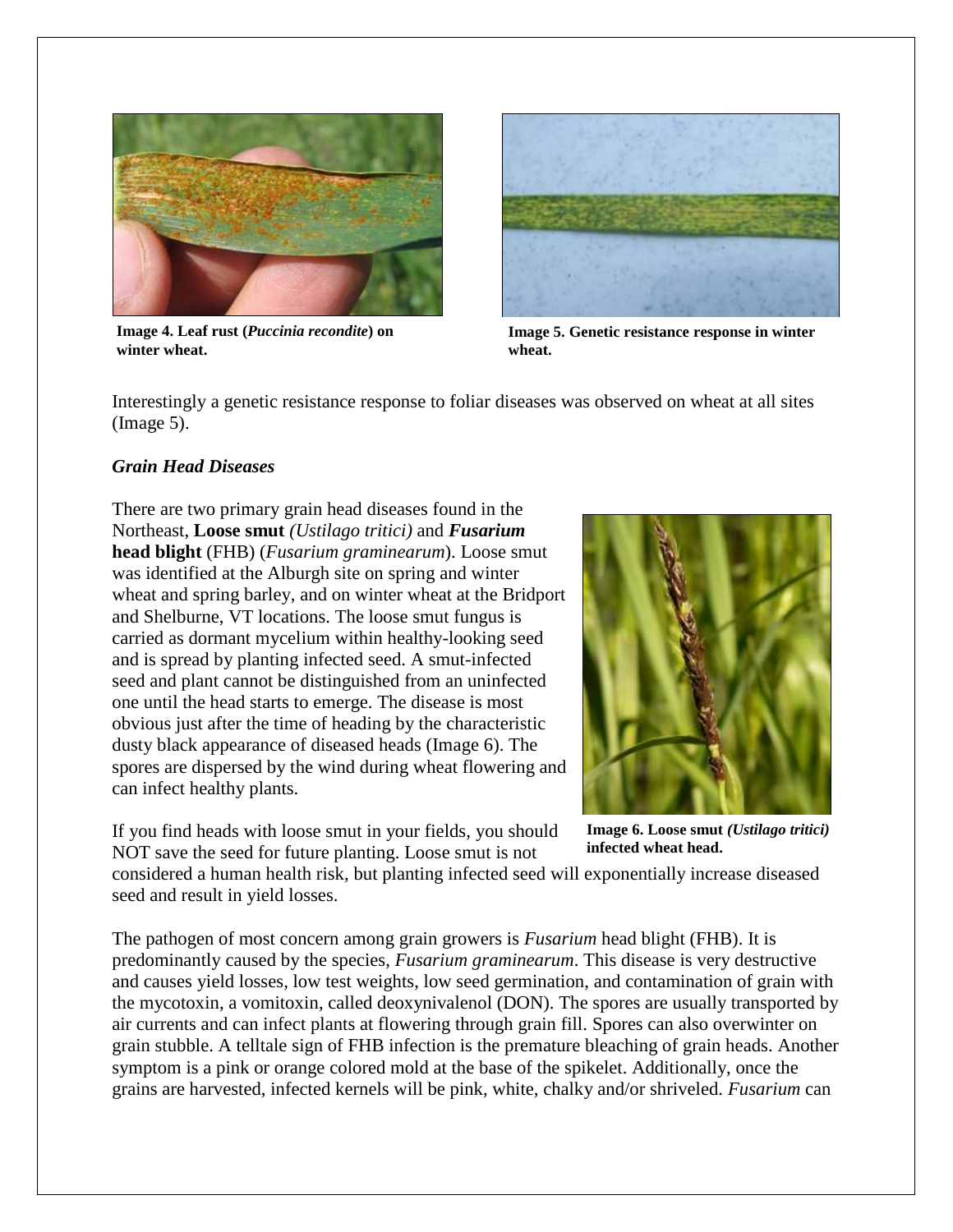**Image 4. Leaf rust (*Puccinia recondite*) on winter wheat.**

**Image 5. Genetic resistance response in winter wheat.**

Interestingly a genetic resistance response to foliar diseases was observed on wheat at all sites (Image 5).

### *Grain Head Diseases*

There are two primary grain head diseases found in the Northeast, **Loose smut** *(Ustilago tritici)* and ***Fusarium* head blight** (FHB) (*Fusarium graminearum*). Loose smut was identified at the Alburgh site on spring and winter wheat and spring barley, and on winter wheat at the Bridport and Shelburne, VT locations. The loose smut fungus is carried as dormant mycelium within healthy-looking seed and is spread by planting infected seed. A smut-infected seed and plant cannot be distinguished from an uninfected one until the head starts to emerge. The disease is most obvious just after the time of heading by the characteristic dusty black appearance of diseased heads (Image 6). The spores are dispersed by the wind during wheat flowering and can infect healthy plants.

**Image 6. Loose smut *(Ustilago tritici)* infected wheat head.**

If you find heads with loose smut in your fields, you should NOT save the seed for future planting. Loose smut is not considered a human health risk, but planting infected seed will exponentially increase diseased seed and result in yield losses.

The pathogen of most concern among grain growers is *Fusarium* head blight (FHB). It is predominantly caused by the species, *Fusarium graminearum*. This disease is very destructive and causes yield losses, low test weights, low seed germination, and contamination of grain with the mycotoxin, a vomitoxin, called deoxynivalenol (DON). The spores are usually transported by air currents and can infect plants at flowering through grain fill. Spores can also overwinter on grain stubble. A telltale sign of FHB infection is the premature bleaching of grain heads. Another symptom is a pink or orange colored mold at the base of the spikelet. Additionally, once the grains are harvested, infected kernels will be pink, white, chalky and/or shriveled. *Fusarium* can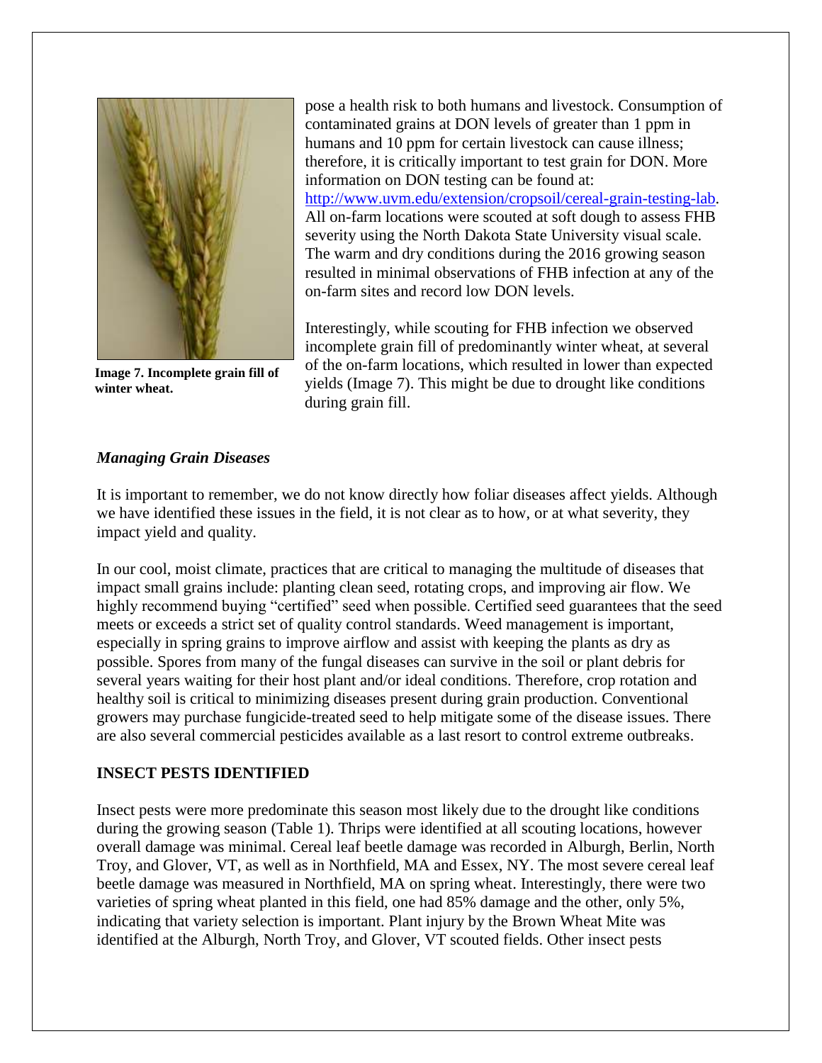pose a health risk to both humans and livestock. Consumption of contaminated grains at DON levels of greater than 1 ppm in humans and 10 ppm for certain livestock can cause illness; therefore, it is critically important to test grain for DON. More information on DON testing can be found at: [http://www.uvm.edu/extension/cropsoil/cereal-grain-testing-lab](http://www.uvm.edu/extension/cropsoil/cereal-grain-testing-lab). All on-farm locations were scouted at soft dough to assess FHB severity using the North Dakota State University visual scale. The warm and dry conditions during the 2016 growing season resulted in minimal observations of FHB infection at any of the on-farm sites and record low DON levels.

Interestingly, while scouting for FHB infection we observed incomplete grain fill of predominantly winter wheat, at several of the on-farm locations, which resulted in lower than expected yields (Image 7). This might be due to drought like conditions during grain fill.

**Image 7. Incomplete grain fill of winter wheat.**

### *Managing Grain Diseases*

It is important to remember, we do not know directly how foliar diseases affect yields. Although we have identified these issues in the field, it is not clear as to how, or at what severity, they impact yield and quality.

In our cool, moist climate, practices that are critical to managing the multitude of diseases that impact small grains include: planting clean seed, rotating crops, and improving air flow. We highly recommend buying "certified" seed when possible. Certified seed guarantees that the seed meets or exceeds a strict set of quality control standards. Weed management is important, especially in spring grains to improve airflow and assist with keeping the plants as dry as possible. Spores from many of the fungal diseases can survive in the soil or plant debris for several years waiting for their host plant and/or ideal conditions. Therefore, crop rotation and healthy soil is critical to minimizing diseases present during grain production. Conventional growers may purchase fungicide-treated seed to help mitigate some of the disease issues. There are also several commercial pesticides available as a last resort to control extreme outbreaks.

## INSECT PESTS IDENTIFIED

Insect pests were more predominate this season most likely due to the drought like conditions during the growing season (Table 1). Thrips were identified at all scouting locations, however overall damage was minimal. Cereal leaf beetle damage was recorded in Alburgh, Berlin, North Troy, and Glover, VT, as well as in Northfield, MA and Essex, NY. The most severe cereal leaf beetle damage was measured in Northfield, MA on spring wheat. Interestingly, there were two varieties of spring wheat planted in this field, one had 85% damage and the other, only 5%, indicating that variety selection is important. Plant injury by the Brown Wheat Mite was identified at the Alburgh, North Troy, and Glover, VT scouted fields. Other insect pests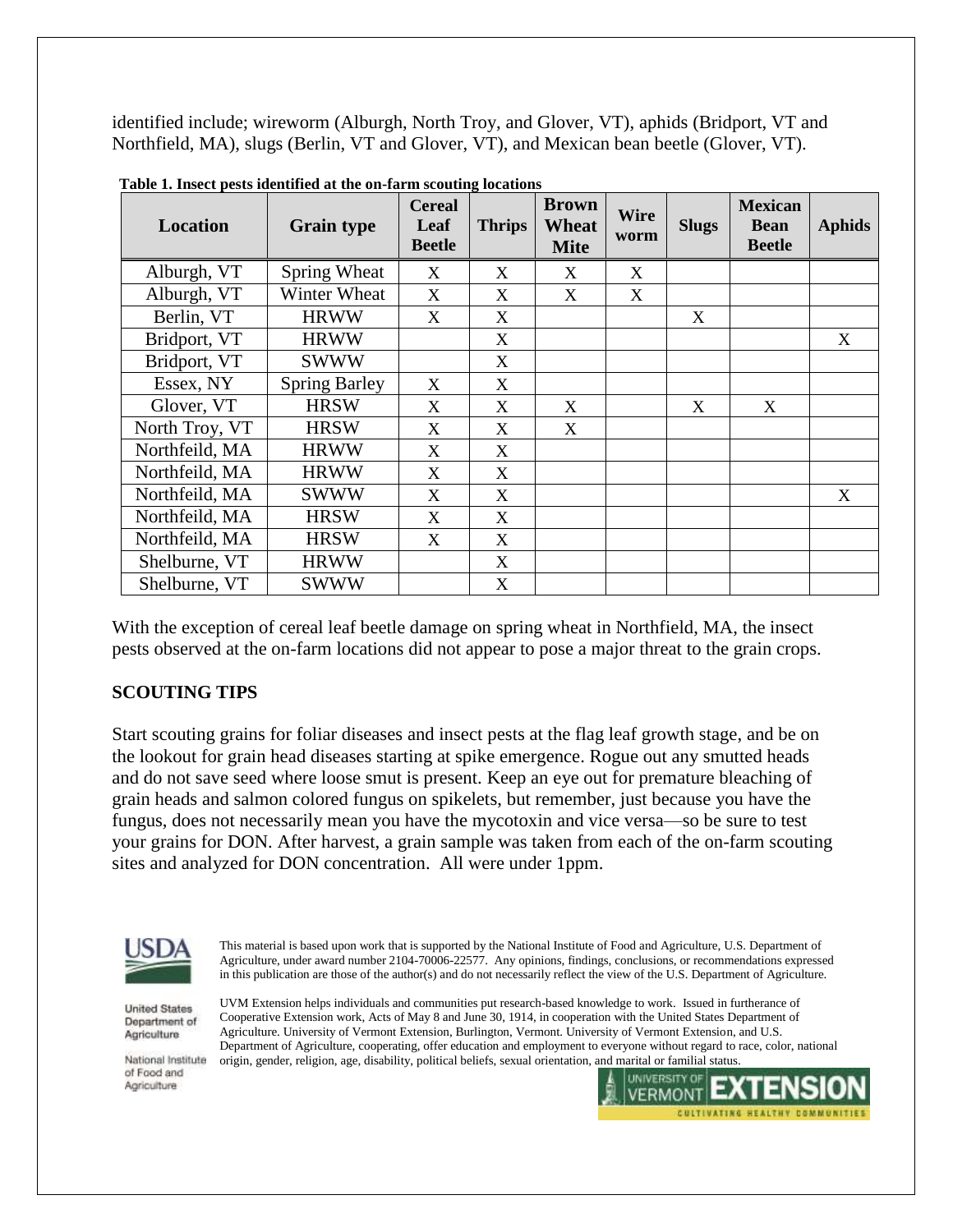identified include; wireworm (Alburgh, North Troy, and Glover, VT), aphids (Bridport, VT and Northfield, MA), slugs (Berlin, VT and Glover, VT), and Mexican bean beetle (Glover, VT).

**Table 1. Insect pests identified at the on-farm scouting locations**

| Location | Grain type | Cereal Leaf Beetle | Thrips | Brown Wheat Mite | Wire worm | Slugs | Mexican Bean Beetle | Aphids |
|---|---|---|---|---|---|---|---|---|
| Alburgh, VT | Spring Wheat | X | X | X | X | | | |
| Alburgh, VT | Winter Wheat | X | X | X | X | | | |
| Berlin, VT | HRWW | X | X | | | X | | |
| Bridport, VT | HRWW | | X | | | | | X |
| Bridport, VT | SWWW | | X | | | | | |
| Essex, NY | Spring Barley | X | X | | | | | |
| Glover, VT | HRSW | X | X | X | | X | X | |
| North Troy, VT | HRSW | X | X | X | | | | |
| Northfeild, MA | HRWW | X | X | | | | | |
| Northfeild, MA | HRWW | X | X | | | | | |
| Northfeild, MA | SWWW | X | X | | | | | X |
| Northfeild, MA | HRSW | X | X | | | | | |
| Northfeild, MA | HRSW | X | X | | | | | |
| Shelburne, VT | HRWW | | X | | | | | |
| Shelburne, VT | SWWW | | X | | | | | |

With the exception of cereal leaf beetle damage on spring wheat in Northfield, MA, the insect pests observed at the on-farm locations did not appear to pose a major threat to the grain crops.

## SCOUTING TIPS

Start scouting grains for foliar diseases and insect pests at the flag leaf growth stage, and be on the lookout for grain head diseases starting at spike emergence. Rogue out any smutted heads and do not save seed where loose smut is present. Keep an eye out for premature bleaching of grain heads and salmon colored fungus on spikelets, but remember, just because you have the fungus, does not necessarily mean you have the mycotoxin and vice versa—so be sure to test your grains for DON. After harvest, a grain sample was taken from each of the on-farm scouting sites and analyzed for DON concentration. All were under 1ppm.

This material is based upon work that is supported by the National Institute of Food and Agriculture, U.S. Department of Agriculture, under award number 2104-70006-22577. Any opinions, findings, conclusions, or recommendations expressed in this publication are those of the author(s) and do not necessarily reflect the view of the U.S. Department of Agriculture.

UVM Extension helps individuals and communities put research-based knowledge to work. Issued in furtherance of Cooperative Extension work, Acts of May 8 and June 30, 1914, in cooperation with the United States Department of Agriculture. University of Vermont Extension, Burlington, Vermont. University of Vermont Extension, and U.S. Department of Agriculture, cooperating, offer education and employment to everyone without regard to race, color, national origin, gender, religion, age, disability, political beliefs, sexual orientation, and marital or familial status.